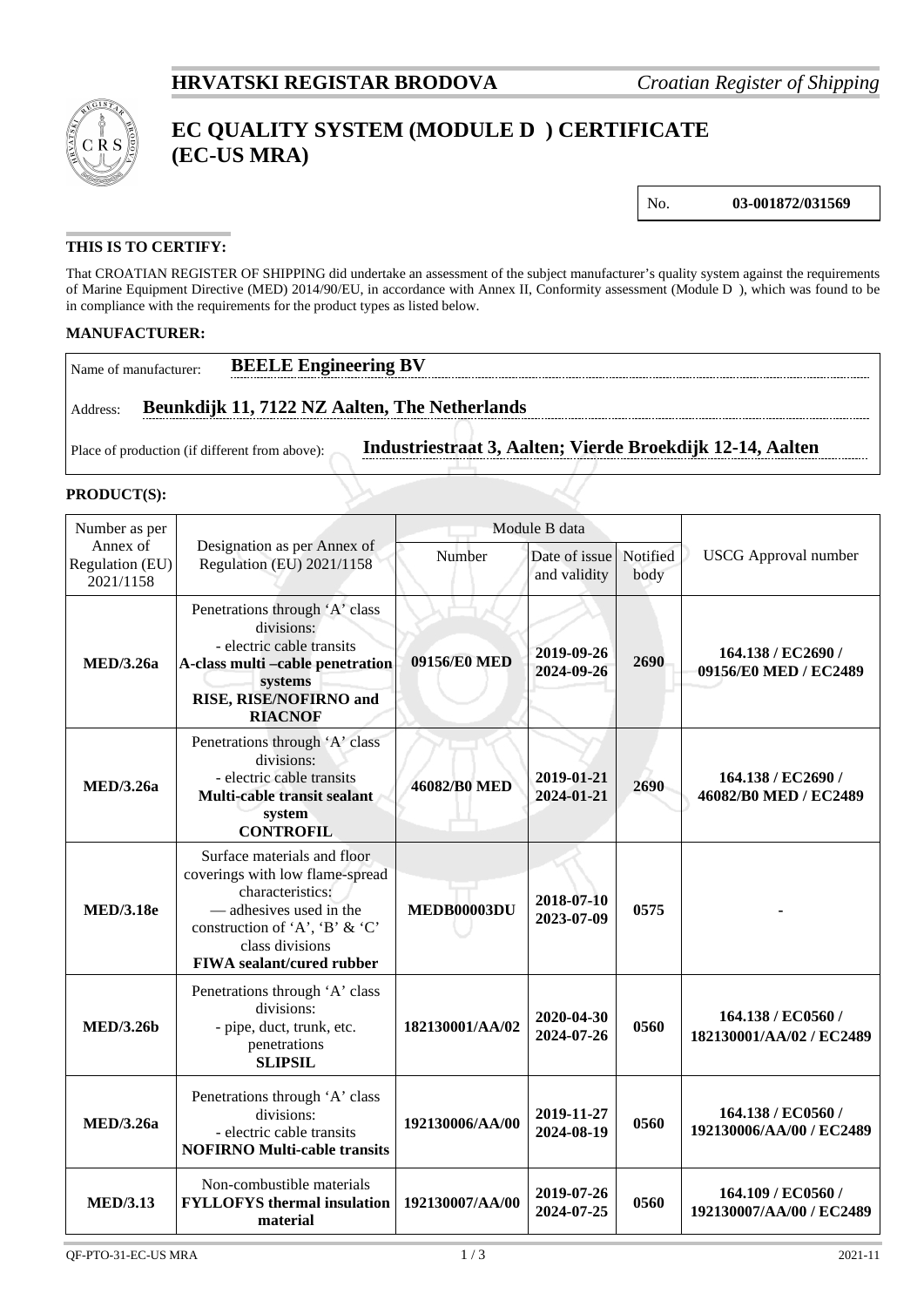**HRVATSKI REGISTAR BRODOVA** *Croatian Register of Shipping*

# EC QUALITY SYSTEM (MODULE D ) CERTIFICATE (EC-US MRA)

No. **03-001872/031569**

### THIS IS TO CERTIFY:

That CROATIAN REGISTER OF SHIPPING did undertake an assessment of the subject manufacturer's quality system against the requirements of Marine Equipment Directive (MED) 2014/90/EU, in accordance with Annex II, Conformity assessment (Module D ), which was found to be in compliance with the requirements for the product types as listed below.

### MANUFACTURER:

Name of manufacturer: **BEELE Engineering BV**

Address: **Beunkdijk 11, 7122 NZ Aalten, The Netherlands**

Place of production (if different from above): **Industriestraat 3, Aalten; Vierde Broekdijk 12-14, Aalten**

### PRODUCT(S):

| Number as per Annex of Regulation (EU) 2021/1158 | Designation as per Annex of Regulation (EU) 2021/1158 | Module B data | | | USCG Approval number |
|---|---|---|---|---|---|
| | | Number | Date of issue and validity | Notified body | |
| **MED/3.26a** | Penetrations through 'A' class divisions: - electric cable transits **A-class multi –cable penetration systems RISE, RISE/NOFIRNO and RIACNOF** | **09156/E0 MED** | **2019-09-26 2024-09-26** | **2690** | **164.138 / EC2690 / 09156/E0 MED / EC2489** |
| **MED/3.26a** | Penetrations through 'A' class divisions: - electric cable transits **Multi-cable transit sealant system CONTROFIL** | **46082/B0 MED** | **2019-01-21 2024-01-21** | **2690** | **164.138 / EC2690 / 46082/B0 MED / EC2489** |
| **MED/3.18e** | Surface materials and floor coverings with low flame-spread characteristics: — adhesives used in the construction of 'A', 'B' & 'C' class divisions **FIWA sealant/cured rubber** | **MEDB00003DU** | **2018-07-10 2023-07-09** | **0575** | **-** |
| **MED/3.26b** | Penetrations through 'A' class divisions: - pipe, duct, trunk, etc. penetrations **SLIPSIL** | **182130001/AA/02** | **2020-04-30 2024-07-26** | **0560** | **164.138 / EC0560 / 182130001/AA/02 / EC2489** |
| **MED/3.26a** | Penetrations through 'A' class divisions: - electric cable transits **NOFIRNO Multi-cable transits** | **192130006/AA/00** | **2019-11-27 2024-08-19** | **0560** | **164.138 / EC0560 / 192130006/AA/00 / EC2489** |
| **MED/3.13** | Non-combustible materials **FYLLOFYS thermal insulation material** | **192130007/AA/00** | **2019-07-26 2024-07-25** | **0560** | **164.109 / EC0560 / 192130007/AA/00 / EC2489** |

QF-PTO-31-EC-US MRA 2021-11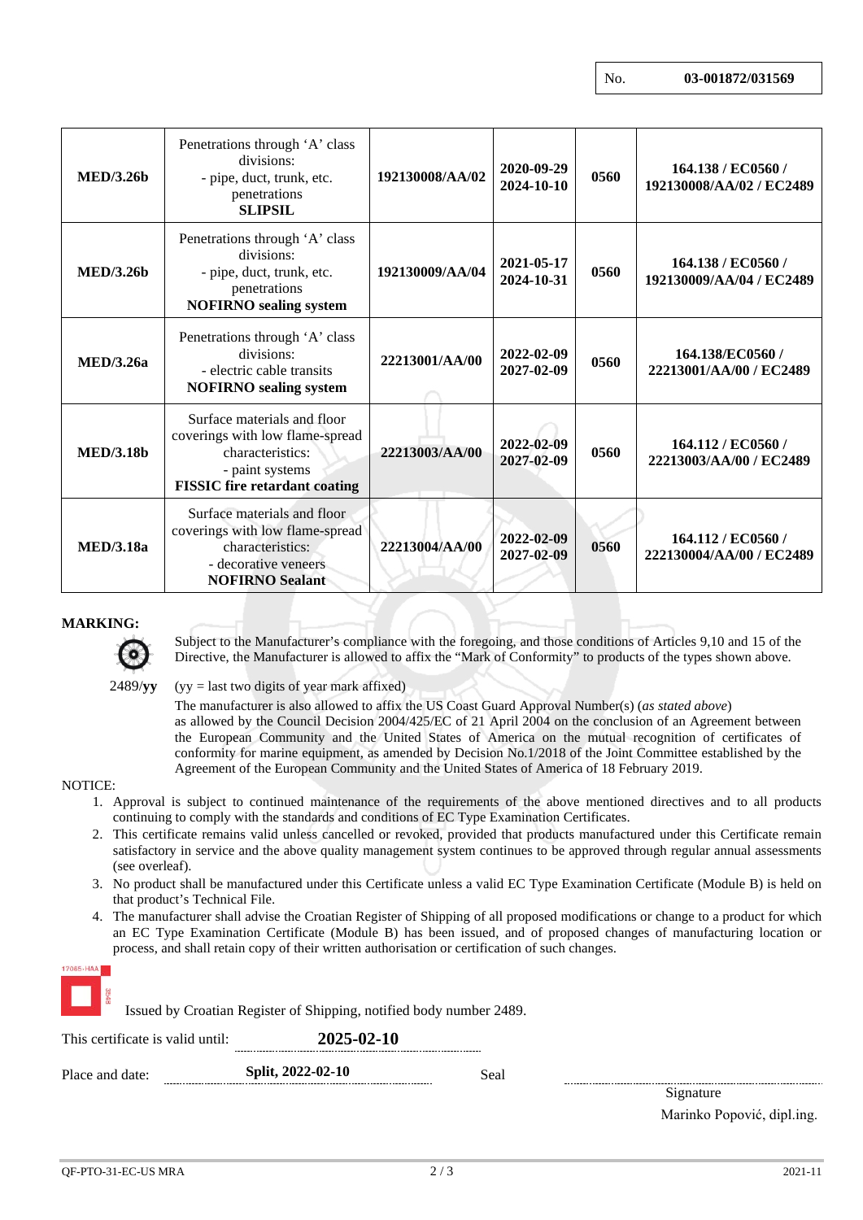No. **03-001872/031569**

| | | | | | |
|---|---|---|---|---|---|
| **MED/3.26b** | Penetrations through 'A' class divisions:<br>- pipe, duct, trunk, etc. penetrations<br>**SLIPSIL** | **192130008/AA/02** | **2020-09-29**<br>**2024-10-10** | **0560** | **164.138 / EC0560 / 192130008/AA/02 / EC2489** |
| **MED/3.26b** | Penetrations through 'A' class divisions:<br>- pipe, duct, trunk, etc. penetrations<br>**NOFIRNO sealing system** | **192130009/AA/04** | **2021-05-17**<br>**2024-10-31** | **0560** | **164.138 / EC0560 / 192130009/AA/04 / EC2489** |
| **MED/3.26a** | Penetrations through 'A' class divisions:<br>- electric cable transits<br>**NOFIRNO sealing system** | **22213001/AA/00** | **2022-02-09**<br>**2027-02-09** | **0560** | **164.138/EC0560 / 22213001/AA/00 / EC2489** |
| **MED/3.18b** | Surface materials and floor coverings with low flame-spread characteristics:<br>- paint systems<br>**FISSIC fire retardant coating** | **22213003/AA/00** | **2022-02-09**<br>**2027-02-09** | **0560** | **164.112 / EC0560 / 22213003/AA/00 / EC2489** |
| **MED/3.18a** | Surface materials and floor coverings with low flame-spread characteristics:<br>- decorative veneers<br>**NOFIRNO Sealant** | **22213004/AA/00** | **2022-02-09**<br>**2027-02-09** | **0560** | **164.112 / EC0560 / 222130004/AA/00 / EC2489** |

**MARKING:**

Subject to the Manufacturer's compliance with the foregoing, and those conditions of Articles 9,10 and 15 of the Directive, the Manufacturer is allowed to affix the "Mark of Conformity" to products of the types shown above.

2489/**yy** (yy = last two digits of year mark affixed)

The manufacturer is also allowed to affix the US Coast Guard Approval Number(s) (*as stated above*) as allowed by the Council Decision 2004/425/EC of 21 April 2004 on the conclusion of an Agreement between the European Community and the United States of America on the mutual recognition of certificates of conformity for marine equipment, as amended by Decision No.1/2018 of the Joint Committee established by the Agreement of the European Community and the United States of America of 18 February 2019.

NOTICE:

1. Approval is subject to continued maintenance of the requirements of the above mentioned directives and to all products continuing to comply with the standards and conditions of EC Type Examination Certificates.
2. This certificate remains valid unless cancelled or revoked, provided that products manufactured under this Certificate remain satisfactory in service and the above quality management system continues to be approved through regular annual assessments (see overleaf).
3. No product shall be manufactured under this Certificate unless a valid EC Type Examination Certificate (Module B) is held on that product's Technical File.
4. The manufacturer shall advise the Croatian Register of Shipping of all proposed modifications or change to a product for which an EC Type Examination Certificate (Module B) has been issued, and of proposed changes of manufacturing location or process, and shall retain copy of their written authorisation or certification of such changes.

Issued by Croatian Register of Shipping, notified body number 2489.

This certificate is valid until: **2025-02-10**

Place and date: **Split, 2022-02-10** Seal

Signature

Marinko Popović, dipl.ing.

QF-PTO-31-EC-US MRA 2021-11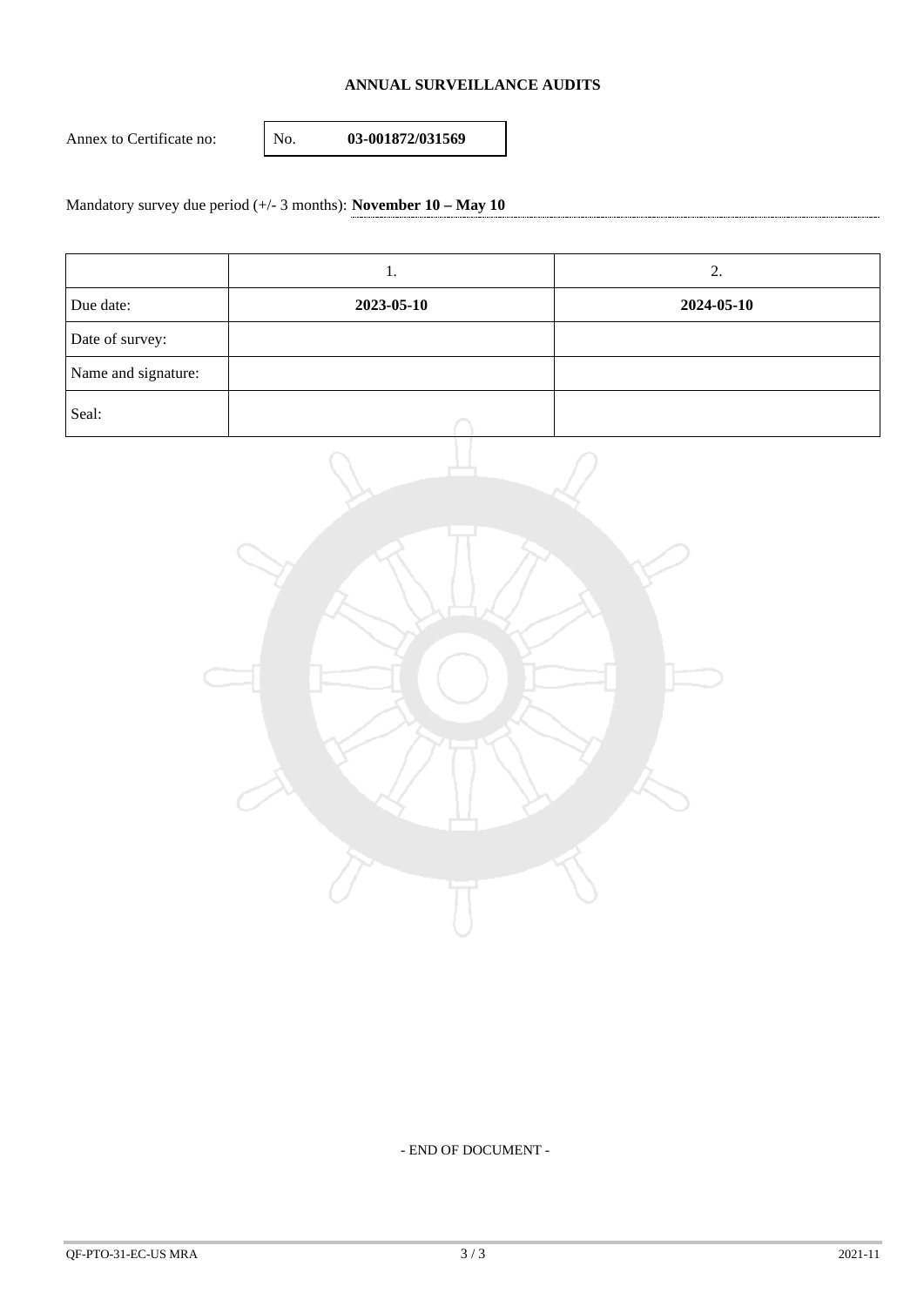**ANNUAL SURVEILLANCE AUDITS**

Annex to Certificate no: No. **03-001872/031569**

Mandatory survey due period (+/- 3 months): **November 10 – May 10**

| | 1. | 2. |
|---|---|---|
| Due date: | **2023-05-10** | **2024-05-10** |
| Date of survey: | | |
| Name and signature: | | |
| Seal: | | |

- END OF DOCUMENT -